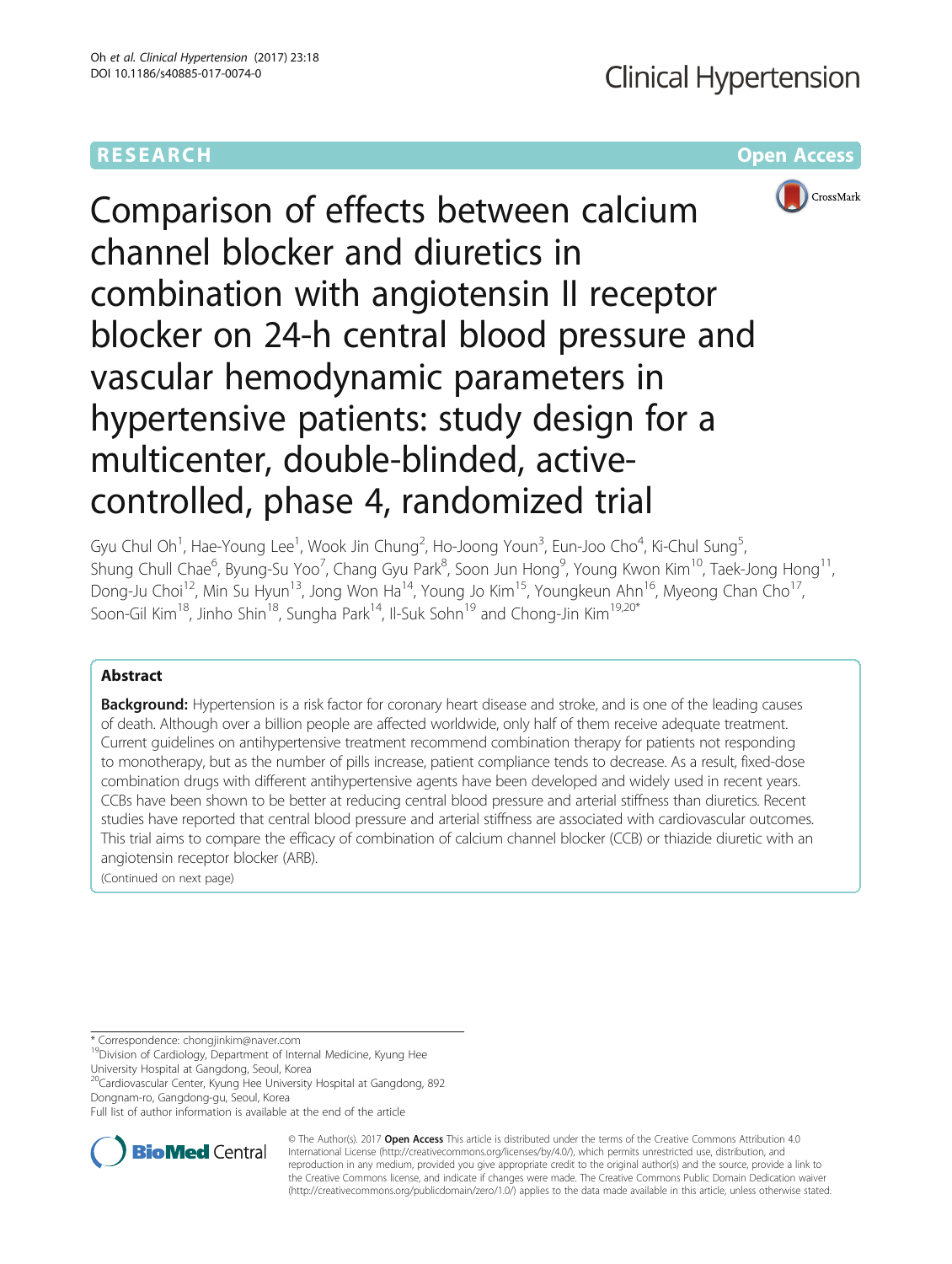RESEARCH

Open Access

# Comparison of effects between calcium channel blocker and diuretics in combination with angiotensin II receptor blocker on 24-h central blood pressure and vascular hemodynamic parameters in hypertensive patients: study design for a multicenter, double-blinded, active-controlled, phase 4, randomized trial

Gyu Chul Oh[1], Hae-Young Lee[1], Wook Jin Chung[2], Ho-Joong Youn[3], Eun-Joo Cho[4], Ki-Chul Sung[5], Shung Chull Chae[6], Byung-Su Yoo[7], Chang Gyu Park[8], Soon Jun Hong[9], Young Kwon Kim[10], Taek-Jong Hong[11], Dong-Ju Choi[12], Min Su Hyun[13], Jong Won Ha[14], Young Jo Kim[15], Youngkeun Ahn[16], Myeong Chan Cho[17], Soon-Gil Kim[18], Jinho Shin[18], Sungha Park[14], Il-Suk Sohn[19] and Chong-Jin Kim[19,20*]

## Abstract

**Background:** Hypertension is a risk factor for coronary heart disease and stroke, and is one of the leading causes of death. Although over a billion people are affected worldwide, only half of them receive adequate treatment. Current guidelines on antihypertensive treatment recommend combination therapy for patients not responding to monotherapy, but as the number of pills increase, patient compliance tends to decrease. As a result, fixed-dose combination drugs with different antihypertensive agents have been developed and widely used in recent years. CCBs have been shown to be better at reducing central blood pressure and arterial stiffness than diuretics. Recent studies have reported that central blood pressure and arterial stiffness are associated with cardiovascular outcomes. This trial aims to compare the efficacy of combination of calcium channel blocker (CCB) or thiazide diuretic with an angiotensin receptor blocker (ARB).

(Continued on next page)

\* Correspondence: chongjinkim@naver.com

[19]Division of Cardiology, Department of Internal Medicine, Kyung Hee University Hospital at Gangdong, Seoul, Korea

[20]Cardiovascular Center, Kyung Hee University Hospital at Gangdong, 892 Dongnam-ro, Gangdong-gu, Seoul, Korea

Full list of author information is available at the end of the article

© The Author(s). 2017 **Open Access** This article is distributed under the terms of the Creative Commons Attribution 4.0 International License (http://creativecommons.org/licenses/by/4.0/), which permits unrestricted use, distribution, and reproduction in any medium, provided you give appropriate credit to the original author(s) and the source, provide a link to the Creative Commons license, and indicate if changes were made. The Creative Commons Public Domain Dedication waiver (http://creativecommons.org/publicdomain/zero/1.0/) applies to the data made available in this article, unless otherwise stated.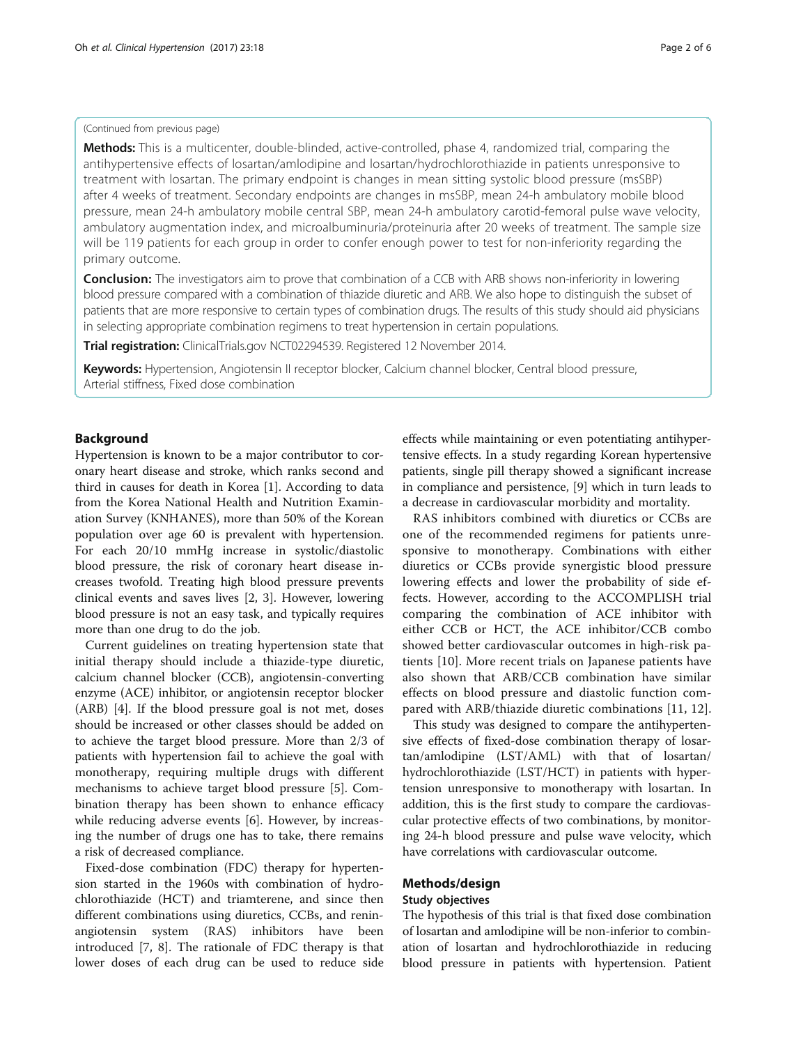(Continued from previous page)

**Methods:** This is a multicenter, double-blinded, active-controlled, phase 4, randomized trial, comparing the antihypertensive effects of losartan/amlodipine and losartan/hydrochlorothiazide in patients unresponsive to treatment with losartan. The primary endpoint is changes in mean sitting systolic blood pressure (msSBP) after 4 weeks of treatment. Secondary endpoints are changes in msSBP, mean 24-h ambulatory mobile blood pressure, mean 24-h ambulatory mobile central SBP, mean 24-h ambulatory carotid-femoral pulse wave velocity, ambulatory augmentation index, and microalbuminuria/proteinuria after 20 weeks of treatment. The sample size will be 119 patients for each group in order to confer enough power to test for non-inferiority regarding the primary outcome.

**Conclusion:** The investigators aim to prove that combination of a CCB with ARB shows non-inferiority in lowering blood pressure compared with a combination of thiazide diuretic and ARB. We also hope to distinguish the subset of patients that are more responsive to certain types of combination drugs. The results of this study should aid physicians in selecting appropriate combination regimens to treat hypertension in certain populations.

**Trial registration:** ClinicalTrials.gov NCT02294539. Registered 12 November 2014.

**Keywords:** Hypertension, Angiotensin II receptor blocker, Calcium channel blocker, Central blood pressure, Arterial stiffness, Fixed dose combination

## Background

Hypertension is known to be a major contributor to coronary heart disease and stroke, which ranks second and third in causes for death in Korea [1]. According to data from the Korea National Health and Nutrition Examination Survey (KNHANES), more than 50% of the Korean population over age 60 is prevalent with hypertension. For each 20/10 mmHg increase in systolic/diastolic blood pressure, the risk of coronary heart disease increases twofold. Treating high blood pressure prevents clinical events and saves lives [2, 3]. However, lowering blood pressure is not an easy task, and typically requires more than one drug to do the job.

Current guidelines on treating hypertension state that initial therapy should include a thiazide-type diuretic, calcium channel blocker (CCB), angiotensin-converting enzyme (ACE) inhibitor, or angiotensin receptor blocker (ARB) [4]. If the blood pressure goal is not met, doses should be increased or other classes should be added on to achieve the target blood pressure. More than 2/3 of patients with hypertension fail to achieve the goal with monotherapy, requiring multiple drugs with different mechanisms to achieve target blood pressure [5]. Combination therapy has been shown to enhance efficacy while reducing adverse events [6]. However, by increasing the number of drugs one has to take, there remains a risk of decreased compliance.

Fixed-dose combination (FDC) therapy for hypertension started in the 1960s with combination of hydrochlorothiazide (HCT) and triamterene, and since then different combinations using diuretics, CCBs, and renin-angiotensin system (RAS) inhibitors have been introduced [7, 8]. The rationale of FDC therapy is that lower doses of each drug can be used to reduce side effects while maintaining or even potentiating antihypertensive effects. In a study regarding Korean hypertensive patients, single pill therapy showed a significant increase in compliance and persistence, [9] which in turn leads to a decrease in cardiovascular morbidity and mortality.

RAS inhibitors combined with diuretics or CCBs are one of the recommended regimens for patients unresponsive to monotherapy. Combinations with either diuretics or CCBs provide synergistic blood pressure lowering effects and lower the probability of side effects. However, according to the ACCOMPLISH trial comparing the combination of ACE inhibitor with either CCB or HCT, the ACE inhibitor/CCB combo showed better cardiovascular outcomes in high-risk patients [10]. More recent trials on Japanese patients have also shown that ARB/CCB combination have similar effects on blood pressure and diastolic function compared with ARB/thiazide diuretic combinations [11, 12].

This study was designed to compare the antihypertensive effects of fixed-dose combination therapy of losartan/amlodipine (LST/AML) with that of losartan/hydrochlorothiazide (LST/HCT) in patients with hypertension unresponsive to monotherapy with losartan. In addition, this is the first study to compare the cardiovascular protective effects of two combinations, by monitoring 24-h blood pressure and pulse wave velocity, which have correlations with cardiovascular outcome.

## Methods/design

### Study objectives

The hypothesis of this trial is that fixed dose combination of losartan and amlodipine will be non-inferior to combination of losartan and hydrochlorothiazide in reducing blood pressure in patients with hypertension. Patient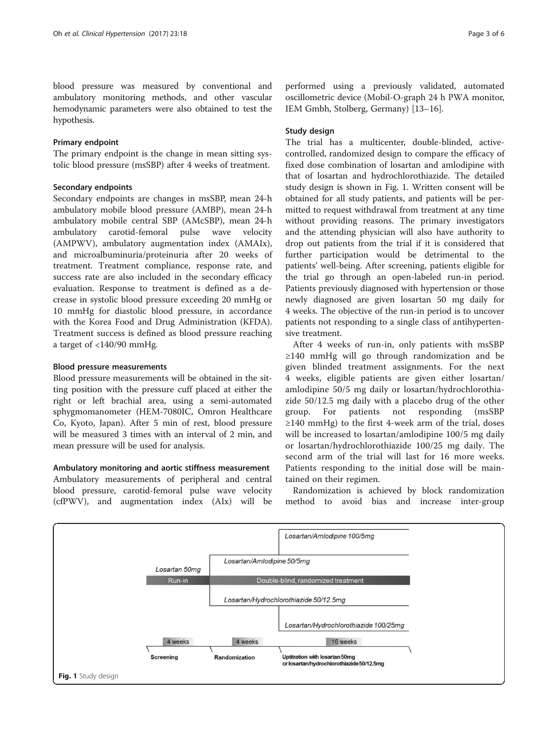blood pressure was measured by conventional and ambulatory monitoring methods, and other vascular hemodynamic parameters were also obtained to test the hypothesis.

### Primary endpoint

The primary endpoint is the change in mean sitting systolic blood pressure (msSBP) after 4 weeks of treatment.

### Secondary endpoints

Secondary endpoints are changes in msSBP, mean 24-h ambulatory mobile blood pressure (AMBP), mean 24-h ambulatory mobile central SBP (AMcSBP), mean 24-h ambulatory carotid-femoral pulse wave velocity (AMPWV), ambulatory augmentation index (AMAIx), and microalbuminuria/proteinuria after 20 weeks of treatment. Treatment compliance, response rate, and success rate are also included in the secondary efficacy evaluation. Response to treatment is defined as a decrease in systolic blood pressure exceeding 20 mmHg or 10 mmHg for diastolic blood pressure, in accordance with the Korea Food and Drug Administration (KFDA). Treatment success is defined as blood pressure reaching a target of <140/90 mmHg.

### Blood pressure measurements

Blood pressure measurements will be obtained in the sitting position with the pressure cuff placed at either the right or left brachial area, using a semi-automated sphygmomanometer (HEM-7080IC, Omron Healthcare Co, Kyoto, Japan). After 5 min of rest, blood pressure will be measured 3 times with an interval of 2 min, and mean pressure will be used for analysis.

### Ambulatory monitoring and aortic stiffness measurement

Ambulatory measurements of peripheral and central blood pressure, carotid-femoral pulse wave velocity (cfPWV), and augmentation index (AIx) will be performed using a previously validated, automated oscillometric device (Mobil-O-graph 24 h PWA monitor, IEM Gmbh, Stolberg, Germany) [13–16].

### Study design

The trial has a multicenter, double-blinded, active-controlled, randomized design to compare the efficacy of fixed dose combination of losartan and amlodipine with that of losartan and hydrochlorothiazide. The detailed study design is shown in Fig. 1. Written consent will be obtained for all study patients, and patients will be permitted to request withdrawal from treatment at any time without providing reasons. The primary investigators and the attending physician will also have authority to drop out patients from the trial if it is considered that further participation would be detrimental to the patients' well-being. After screening, patients eligible for the trial go through an open-labeled run-in period. Patients previously diagnosed with hypertension or those newly diagnosed are given losartan 50 mg daily for 4 weeks. The objective of the run-in period is to uncover patients not responding to a single class of antihypertensive treatment.

After 4 weeks of run-in, only patients with msSBP ≥140 mmHg will go through randomization and be given blinded treatment assignments. For the next 4 weeks, eligible patients are given either losartan/amlodipine 50/5 mg daily or losartan/hydrochlorothiazide 50/12.5 mg daily with a placebo drug of the other group. For patients not responding (msSBP ≥140 mmHg) to the first 4-week arm of the trial, doses will be increased to losartan/amlodipine 100/5 mg daily or losartan/hydrochlorothiazide 100/25 mg daily. The second arm of the trial will last for 16 more weeks. Patients responding to the initial dose will be maintained on their regimen.

Randomization is achieved by block randomization method to avoid bias and increase inter-group

**Fig. 1** Study design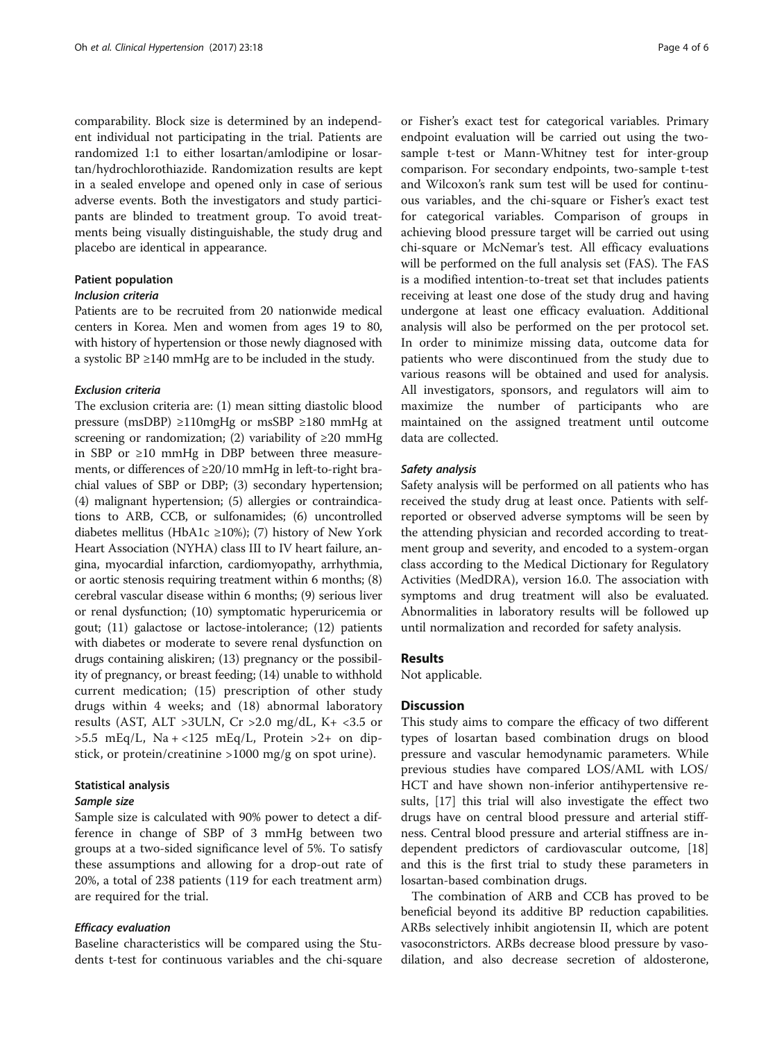comparability. Block size is determined by an independent individual not participating in the trial. Patients are randomized 1:1 to either losartan/amlodipine or losartan/hydrochlorothiazide. Randomization results are kept in a sealed envelope and opened only in case of serious adverse events. Both the investigators and study participants are blinded to treatment group. To avoid treatments being visually distinguishable, the study drug and placebo are identical in appearance.

### Patient population

#### *Inclusion criteria*

Patients are to be recruited from 20 nationwide medical centers in Korea. Men and women from ages 19 to 80, with history of hypertension or those newly diagnosed with a systolic BP ≥140 mmHg are to be included in the study.

#### *Exclusion criteria*

The exclusion criteria are: (1) mean sitting diastolic blood pressure (msDBP) ≥110mgHg or msSBP ≥180 mmHg at screening or randomization; (2) variability of ≥20 mmHg in SBP or ≥10 mmHg in DBP between three measurements, or differences of ≥20/10 mmHg in left-to-right brachial values of SBP or DBP; (3) secondary hypertension; (4) malignant hypertension; (5) allergies or contraindications to ARB, CCB, or sulfonamides; (6) uncontrolled diabetes mellitus (HbA1c ≥10%); (7) history of New York Heart Association (NYHA) class III to IV heart failure, angina, myocardial infarction, cardiomyopathy, arrhythmia, or aortic stenosis requiring treatment within 6 months; (8) cerebral vascular disease within 6 months; (9) serious liver or renal dysfunction; (10) symptomatic hyperuricemia or gout; (11) galactose or lactose-intolerance; (12) patients with diabetes or moderate to severe renal dysfunction on drugs containing aliskiren; (13) pregnancy or the possibility of pregnancy, or breast feeding; (14) unable to withhold current medication; (15) prescription of other study drugs within 4 weeks; and (18) abnormal laboratory results (AST, ALT >3ULN, Cr >2.0 mg/dL, K+ <3.5 or >5.5 mEq/L, Na + <125 mEq/L, Protein >2+ on dipstick, or protein/creatinine >1000 mg/g on spot urine).

### Statistical analysis

#### *Sample size*

Sample size is calculated with 90% power to detect a difference in change of SBP of 3 mmHg between two groups at a two-sided significance level of 5%. To satisfy these assumptions and allowing for a drop-out rate of 20%, a total of 238 patients (119 for each treatment arm) are required for the trial.

#### *Efficacy evaluation*

Baseline characteristics will be compared using the Students t-test for continuous variables and the chi-square or Fisher's exact test for categorical variables. Primary endpoint evaluation will be carried out using the two-sample t-test or Mann-Whitney test for inter-group comparison. For secondary endpoints, two-sample t-test and Wilcoxon's rank sum test will be used for continuous variables, and the chi-square or Fisher's exact test for categorical variables. Comparison of groups in achieving blood pressure target will be carried out using chi-square or McNemar's test. All efficacy evaluations will be performed on the full analysis set (FAS). The FAS is a modified intention-to-treat set that includes patients receiving at least one dose of the study drug and having undergone at least one efficacy evaluation. Additional analysis will also be performed on the per protocol set. In order to minimize missing data, outcome data for patients who were discontinued from the study due to various reasons will be obtained and used for analysis. All investigators, sponsors, and regulators will aim to maximize the number of participants who are maintained on the assigned treatment until outcome data are collected.

#### *Safety analysis*

Safety analysis will be performed on all patients who has received the study drug at least once. Patients with self-reported or observed adverse symptoms will be seen by the attending physician and recorded according to treatment group and severity, and encoded to a system-organ class according to the Medical Dictionary for Regulatory Activities (MedDRA), version 16.0. The association with symptoms and drug treatment will also be evaluated. Abnormalities in laboratory results will be followed up until normalization and recorded for safety analysis.

## Results

Not applicable.

## Discussion

This study aims to compare the efficacy of two different types of losartan based combination drugs on blood pressure and vascular hemodynamic parameters. While previous studies have compared LOS/AML with LOS/HCT and have shown non-inferior antihypertensive results, [17] this trial will also investigate the effect two drugs have on central blood pressure and arterial stiffness. Central blood pressure and arterial stiffness are independent predictors of cardiovascular outcome, [18] and this is the first trial to study these parameters in losartan-based combination drugs.

The combination of ARB and CCB has proved to be beneficial beyond its additive BP reduction capabilities. ARBs selectively inhibit angiotensin II, which are potent vasoconstrictors. ARBs decrease blood pressure by vasodilation, and also decrease secretion of aldosterone,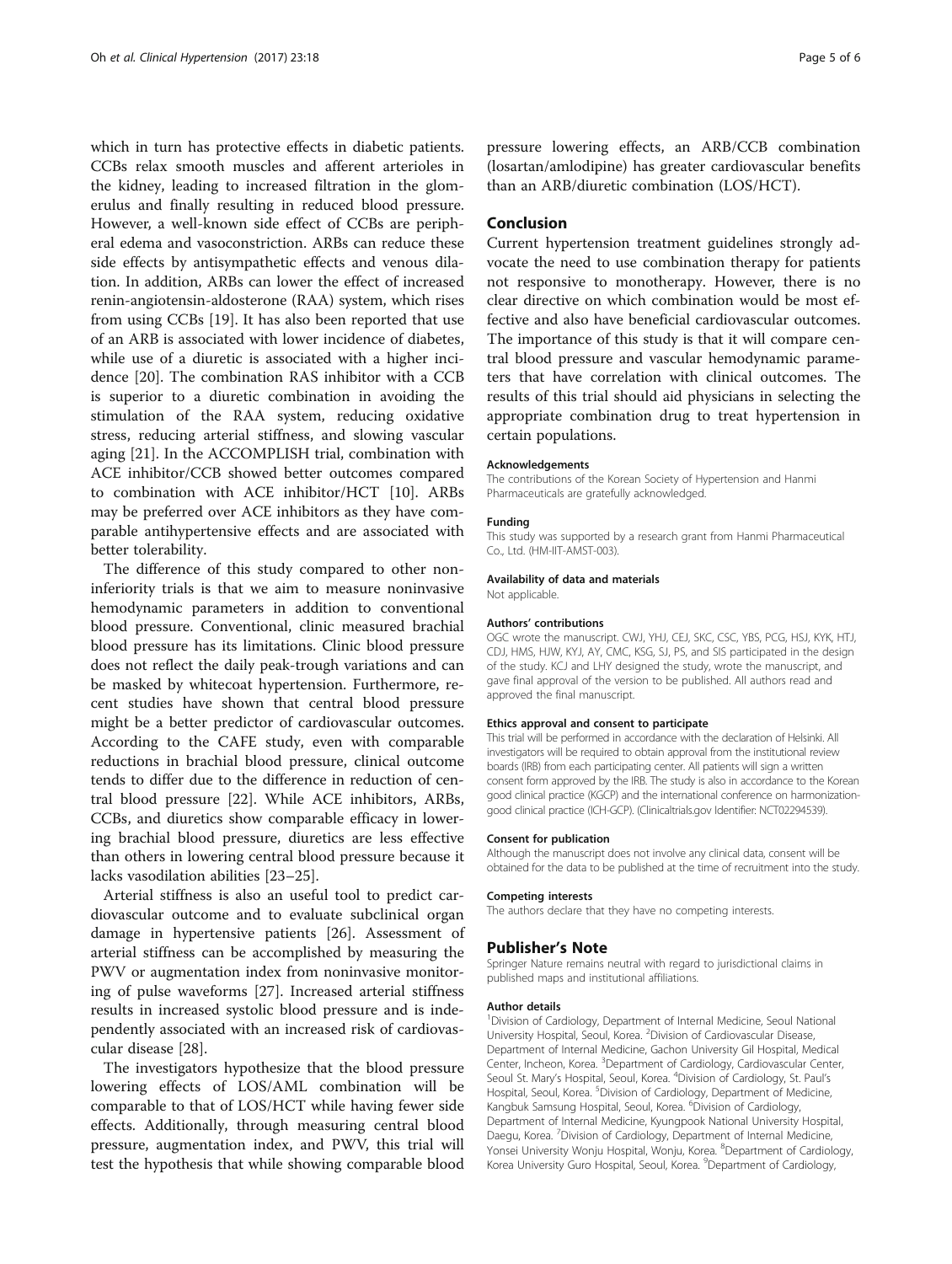which in turn has protective effects in diabetic patients. CCBs relax smooth muscles and afferent arterioles in the kidney, leading to increased filtration in the glomerulus and finally resulting in reduced blood pressure. However, a well-known side effect of CCBs are peripheral edema and vasoconstriction. ARBs can reduce these side effects by antisympathetic effects and venous dilation. In addition, ARBs can lower the effect of increased renin-angiotensin-aldosterone (RAA) system, which rises from using CCBs [19]. It has also been reported that use of an ARB is associated with lower incidence of diabetes, while use of a diuretic is associated with a higher incidence [20]. The combination RAS inhibitor with a CCB is superior to a diuretic combination in avoiding the stimulation of the RAA system, reducing oxidative stress, reducing arterial stiffness, and slowing vascular aging [21]. In the ACCOMPLISH trial, combination with ACE inhibitor/CCB showed better outcomes compared to combination with ACE inhibitor/HCT [10]. ARBs may be preferred over ACE inhibitors as they have comparable antihypertensive effects and are associated with better tolerability.

The difference of this study compared to other noninferiority trials is that we aim to measure noninvasive hemodynamic parameters in addition to conventional blood pressure. Conventional, clinic measured brachial blood pressure has its limitations. Clinic blood pressure does not reflect the daily peak-trough variations and can be masked by whitecoat hypertension. Furthermore, recent studies have shown that central blood pressure might be a better predictor of cardiovascular outcomes. According to the CAFE study, even with comparable reductions in brachial blood pressure, clinical outcome tends to differ due to the difference in reduction of central blood pressure [22]. While ACE inhibitors, ARBs, CCBs, and diuretics show comparable efficacy in lowering brachial blood pressure, diuretics are less effective than others in lowering central blood pressure because it lacks vasodilation abilities [23–25].

Arterial stiffness is also an useful tool to predict cardiovascular outcome and to evaluate subclinical organ damage in hypertensive patients [26]. Assessment of arterial stiffness can be accomplished by measuring the PWV or augmentation index from noninvasive monitoring of pulse waveforms [27]. Increased arterial stiffness results in increased systolic blood pressure and is independently associated with an increased risk of cardiovascular disease [28].

The investigators hypothesize that the blood pressure lowering effects of LOS/AML combination will be comparable to that of LOS/HCT while having fewer side effects. Additionally, through measuring central blood pressure, augmentation index, and PWV, this trial will test the hypothesis that while showing comparable blood pressure lowering effects, an ARB/CCB combination (losartan/amlodipine) has greater cardiovascular benefits than an ARB/diuretic combination (LOS/HCT).

## Conclusion

Current hypertension treatment guidelines strongly advocate the need to use combination therapy for patients not responsive to monotherapy. However, there is no clear directive on which combination would be most effective and also have beneficial cardiovascular outcomes. The importance of this study is that it will compare central blood pressure and vascular hemodynamic parameters that have correlation with clinical outcomes. The results of this trial should aid physicians in selecting the appropriate combination drug to treat hypertension in certain populations.

#### Acknowledgements

The contributions of the Korean Society of Hypertension and Hanmi Pharmaceuticals are gratefully acknowledged.

#### Funding

This study was supported by a research grant from Hanmi Pharmaceutical Co., Ltd. (HM-IIT-AMST-003).

#### Availability of data and materials

Not applicable.

#### Authors' contributions

OGC wrote the manuscript. CWJ, YHJ, CEJ, SKC, CSC, YBS, PCG, HSJ, KYK, HTJ, CDJ, HMS, HJW, KYJ, AY, CMC, KSG, SJ, PS, and SIS participated in the design of the study. KCJ and LHY designed the study, wrote the manuscript, and gave final approval of the version to be published. All authors read and approved the final manuscript.

#### Ethics approval and consent to participate

This trial will be performed in accordance with the declaration of Helsinki. All investigators will be required to obtain approval from the institutional review boards (IRB) from each participating center. All patients will sign a written consent form approved by the IRB. The study is also in accordance to the Korean good clinical practice (KGCP) and the international conference on harmonization-good clinical practice (ICH-GCP). (Clinicaltrials.gov Identifier: NCT02294539).

#### Consent for publication

Although the manuscript does not involve any clinical data, consent will be obtained for the data to be published at the time of recruitment into the study.

#### Competing interests

The authors declare that they have no competing interests.

## Publisher's Note

Springer Nature remains neutral with regard to jurisdictional claims in published maps and institutional affiliations.

#### Author details

[1]Division of Cardiology, Department of Internal Medicine, Seoul National University Hospital, Seoul, Korea. [2]Division of Cardiovascular Disease, Department of Internal Medicine, Gachon University Gil Hospital, Medical Center, Incheon, Korea. [3]Department of Cardiology, Cardiovascular Center, Seoul St. Mary's Hospital, Seoul, Korea. [4]Division of Cardiology, St. Paul's Hospital, Seoul, Korea. [5]Division of Cardiology, Department of Medicine, Kangbuk Samsung Hospital, Seoul, Korea. [6]Division of Cardiology, Department of Internal Medicine, Kyungpook National University Hospital, Daegu, Korea. [7]Division of Cardiology, Department of Internal Medicine, Yonsei University Wonju Hospital, Wonju, Korea. [8]Department of Cardiology, Korea University Guro Hospital, Seoul, Korea. [9]Department of Cardiology,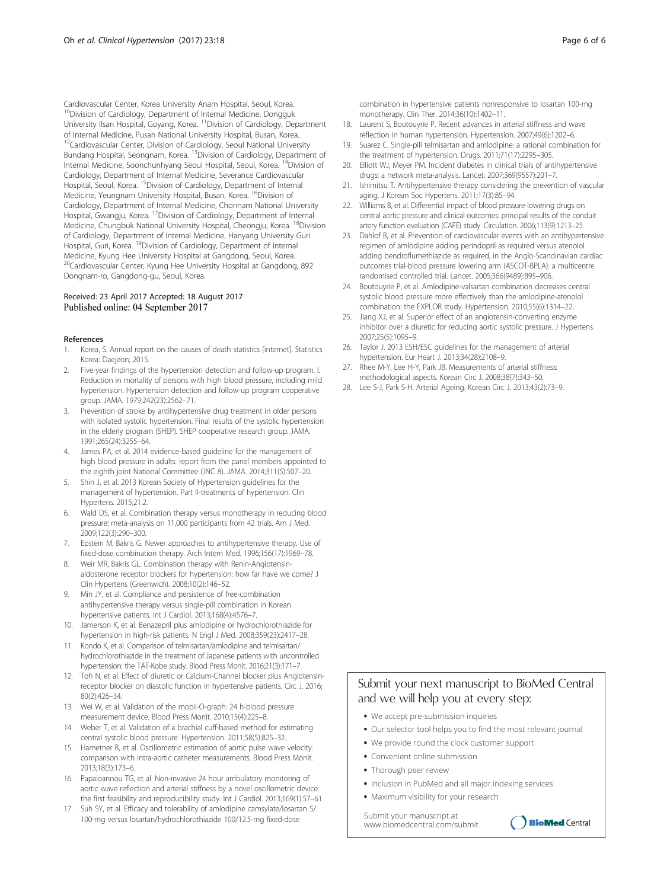Cardiovascular Center, Korea University Anam Hospital, Seoul, Korea. [10]Division of Cardiology, Department of Internal Medicine, Dongguk University Ilsan Hospital, Goyang, Korea. [11]Division of Cardiology, Department of Internal Medicine, Pusan National University Hospital, Busan, Korea. [12]Cardiovascular Center, Division of Cardiology, Seoul National University Bundang Hospital, Seongnam, Korea. [13]Division of Cardiology, Department of Internal Medicine, Soonchunhyang Seoul Hospital, Seoul, Korea. [14]Division of Cardiology, Department of Internal Medicine, Severance Cardiovascular Hospital, Seoul, Korea. [15]Division of Cardiology, Department of Internal Medicine, Yeungnam University Hospital, Busan, Korea. [16]Division of Cardiology, Department of Internal Medicine, Chonnam National University Hospital, Gwangju, Korea. [17]Division of Cardiology, Department of Internal Medicine, Chungbuk National University Hospital, Cheongju, Korea. [18]Division of Cardiology, Department of Internal Medicine, Hanyang University Guri Hospital, Guri, Korea. [19]Division of Cardiology, Department of Internal Medicine, Kyung Hee University Hospital at Gangdong, Seoul, Korea. [20]Cardiovascular Center, Kyung Hee University Hospital at Gangdong, 892 Dongnam-ro, Gangdong-gu, Seoul, Korea.

Received: 23 April 2017 Accepted: 18 August 2017
Published online: 04 September 2017

## References

1. Korea, S. Annual report on the causes of death statistics [internet]. Statistics Korea: Daejeon; 2015.
2. Five-year findings of the hypertension detection and follow-up program. I. Reduction in mortality of persons with high blood pressure, including mild hypertension. Hypertension detection and follow-up program cooperative group. JAMA. 1979;242(23):2562–71.
3. Prevention of stroke by antihypertensive drug treatment in older persons with isolated systolic hypertension. Final results of the systolic hypertension in the elderly program (SHEP). SHEP cooperative research group. JAMA. 1991;265(24):3255–64.
4. James PA, et al. 2014 evidence-based guideline for the management of high blood pressure in adults: report from the panel members appointed to the eighth joint National Committee (JNC 8). JAMA. 2014;311(5):507–20.
5. Shin J, et al. 2013 Korean Society of Hypertension guidelines for the management of hypertension. Part II-treatments of hypertension. Clin Hypertens. 2015;21:2.
6. Wald DS, et al. Combination therapy versus monotherapy in reducing blood pressure: meta-analysis on 11,000 participants from 42 trials. Am J Med. 2009;122(3):290–300.
7. Epstein M, Bakris G. Newer approaches to antihypertensive therapy. Use of fixed-dose combination therapy. Arch Intern Med. 1996;156(17):1969–78.
8. Weir MR, Bakris GL. Combination therapy with Renin-Angiotensin-aldosterone receptor blockers for hypertension: how far have we come? J Clin Hypertens (Greenwich). 2008;10(2):146–52.
9. Min JY, et al. Compliance and persistence of free-combination antihypertensive therapy versus single-pill combination in Korean hypertensive patients. Int J Cardiol. 2013;168(4):4576–7.
10. Jamerson K, et al. Benazepril plus amlodipine or hydrochlorothiazide for hypertension in high-risk patients. N Engl J Med. 2008;359(23):2417–28.
11. Kondo K, et al. Comparison of telmisartan/amlodipine and telmisartan/hydrochlorothiazide in the treatment of Japanese patients with uncontrolled hypertension: the TAT-Kobe study. Blood Press Monit. 2016;21(3):171–7.
12. Toh N, et al. Effect of diuretic or Calcium-Channel blocker plus Angiotensin-receptor blocker on diastolic function in hypertensive patients. Circ J. 2016; 80(2):426–34.
13. Wei W, et al. Validation of the mobil-O-graph: 24 h-blood pressure measurement device. Blood Press Monit. 2010;15(4):225–8.
14. Weber T, et al. Validation of a brachial cuff-based method for estimating central systolic blood pressure. Hypertension. 2011;58(5):825–32.
15. Hametner B, et al. Oscillometric estimation of aortic pulse wave velocity: comparison with intra-aortic catheter measurements. Blood Press Monit. 2013;18(3):173–6.
16. Papaioannou TG, et al. Non-invasive 24 hour ambulatory monitoring of aortic wave reflection and arterial stiffness by a novel oscillometric device: the first feasibility and reproducibility study. Int J Cardiol. 2013;169(1):57–61.
17. Suh SY, et al. Efficacy and tolerability of amlodipine camsylate/losartan 5/100-mg versus losartan/hydrochlorothiazide 100/12.5-mg fixed-dose combination in hypertensive patients nonresponsive to losartan 100-mg monotherapy. Clin Ther. 2014;36(10):1402–11.
18. Laurent S, Boutouyrie P. Recent advances in arterial stiffness and wave reflection in human hypertension. Hypertension. 2007;49(6):1202–6.
19. Suarez C. Single-pill telmisartan and amlodipine: a rational combination for the treatment of hypertension. Drugs. 2011;71(17):2295–305.
20. Elliott WJ, Meyer PM. Incident diabetes in clinical trials of antihypertensive drugs: a network meta-analysis. Lancet. 2007;369(9557):201–7.
21. Ishimitsu T. Antihypertensive therapy considering the prevention of vascular aging. J Korean Soc Hypertens. 2011;17(3):85–94.
22. Williams B, et al. Differential impact of blood pressure-lowering drugs on central aortic pressure and clinical outcomes: principal results of the conduit artery function evaluation (CAFE) study. Circulation. 2006;113(9):1213–25.
23. Dahlof B, et al. Prevention of cardiovascular events with an antihypertensive regimen of amlodipine adding perindopril as required versus atenolol adding bendroflumethiazide as required, in the Anglo-Scandinavian cardiac outcomes trial-blood pressure lowering arm (ASCOT-BPLA): a multicentre randomised controlled trial. Lancet. 2005;366(9489):895–906.
24. Boutouyrie P, et al. Amlodipine-valsartan combination decreases central systolic blood pressure more effectively than the amlodipine-atenolol combination: the EXPLOR study. Hypertension. 2010;55(6):1314–22.
25. Jiang XJ, et al. Superior effect of an angiotensin-converting enzyme inhibitor over a diuretic for reducing aortic systolic pressure. J Hypertens. 2007;25(5):1095–9.
26. Taylor J. 2013 ESH/ESC guidelines for the management of arterial hypertension. Eur Heart J. 2013;34(28):2108–9.
27. Rhee M-Y, Lee H-Y, Park JB. Measurements of arterial stiffness: methodological aspects. Korean Circ J. 2008;38(7):343–50.
28. Lee S-J, Park S-H. Arterial Ageing. Korean Circ J. 2013;43(2):73–9.

Submit your next manuscript to BioMed Central and we will help you at every step:

- We accept pre-submission inquiries
- Our selector tool helps you to find the most relevant journal
- We provide round the clock customer support
- Convenient online submission
- Thorough peer review
- Inclusion in PubMed and all major indexing services
- Maximum visibility for your research

Submit your manuscript at
www.biomedcentral.com/submit

BioMed Central